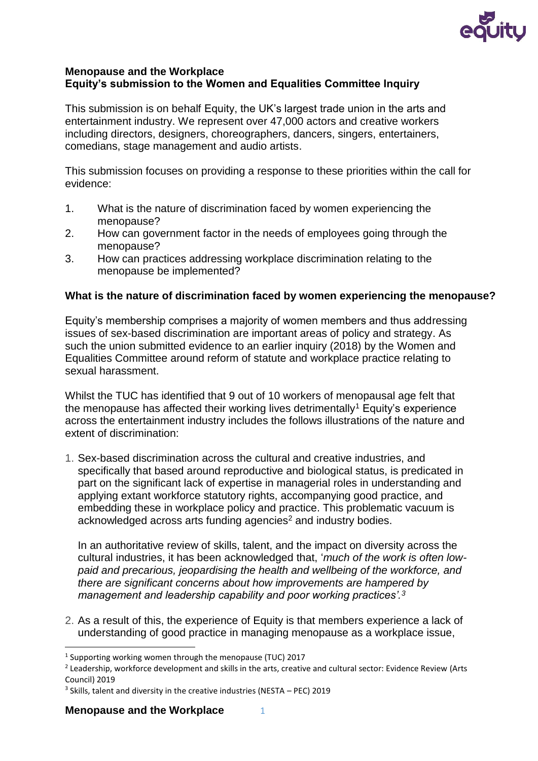**Menopause and the Workplace**
**Equity's submission to the Women and Equalities Committee Inquiry**

This submission is on behalf Equity, the UK's largest trade union in the arts and entertainment industry. We represent over 47,000 actors and creative workers including directors, designers, choreographers, dancers, singers, entertainers, comedians, stage management and audio artists.

This submission focuses on providing a response to these priorities within the call for evidence:

1. What is the nature of discrimination faced by women experiencing the menopause?
2. How can government factor in the needs of employees going through the menopause?
3. How can practices addressing workplace discrimination relating to the menopause be implemented?

## What is the nature of discrimination faced by women experiencing the menopause?

Equity's membership comprises a majority of women members and thus addressing issues of sex-based discrimination are important areas of policy and strategy. As such the union submitted evidence to an earlier inquiry (2018) by the Women and Equalities Committee around reform of statute and workplace practice relating to sexual harassment.

Whilst the TUC has identified that 9 out of 10 workers of menopausal age felt that the menopause has affected their working lives detrimentally[1] Equity's experience across the entertainment industry includes the follows illustrations of the nature and extent of discrimination:

1. Sex-based discrimination across the cultural and creative industries, and specifically that based around reproductive and biological status, is predicated in part on the significant lack of expertise in managerial roles in understanding and applying extant workforce statutory rights, accompanying good practice, and embedding these in workplace policy and practice. This problematic vacuum is acknowledged across arts funding agencies[2] and industry bodies.

   In an authoritative review of skills, talent, and the impact on diversity across the cultural industries, it has been acknowledged that, '*much of the work is often low-paid and precarious, jeopardising the health and wellbeing of the workforce, and there are significant concerns about how improvements are hampered by management and leadership capability and poor working practices'.*[3]

2. As a result of this, the experience of Equity is that members experience a lack of understanding of good practice in managing menopause as a workplace issue,

---

[1] Supporting working women through the menopause (TUC) 2017

[2] Leadership, workforce development and skills in the arts, creative and cultural sector: Evidence Review (Arts Council) 2019

[3] Skills, talent and diversity in the creative industries (NESTA – PEC) 2019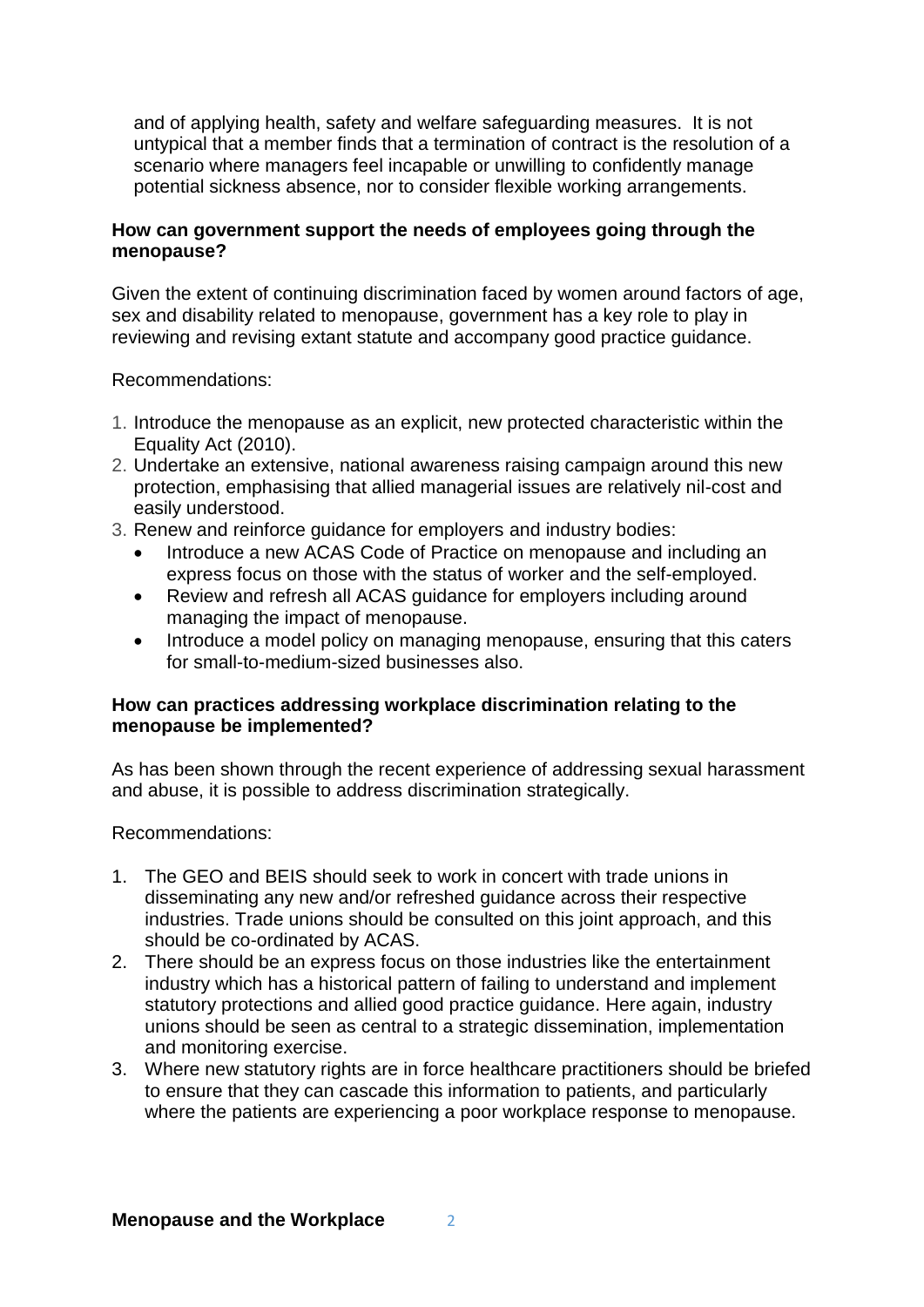and of applying health, safety and welfare safeguarding measures. It is not untypical that a member finds that a termination of contract is the resolution of a scenario where managers feel incapable or unwilling to confidently manage potential sickness absence, nor to consider flexible working arrangements.

**How can government support the needs of employees going through the menopause?**

Given the extent of continuing discrimination faced by women around factors of age, sex and disability related to menopause, government has a key role to play in reviewing and revising extant statute and accompany good practice guidance.

Recommendations:

1. Introduce the menopause as an explicit, new protected characteristic within the Equality Act (2010).
2. Undertake an extensive, national awareness raising campaign around this new protection, emphasising that allied managerial issues are relatively nil-cost and easily understood.
3. Renew and reinforce guidance for employers and industry bodies:
   - Introduce a new ACAS Code of Practice on menopause and including an express focus on those with the status of worker and the self-employed.
   - Review and refresh all ACAS guidance for employers including around managing the impact of menopause.
   - Introduce a model policy on managing menopause, ensuring that this caters for small-to-medium-sized businesses also.

**How can practices addressing workplace discrimination relating to the menopause be implemented?**

As has been shown through the recent experience of addressing sexual harassment and abuse, it is possible to address discrimination strategically.

Recommendations:

1. The GEO and BEIS should seek to work in concert with trade unions in disseminating any new and/or refreshed guidance across their respective industries. Trade unions should be consulted on this joint approach, and this should be co-ordinated by ACAS.
2. There should be an express focus on those industries like the entertainment industry which has a historical pattern of failing to understand and implement statutory protections and allied good practice guidance. Here again, industry unions should be seen as central to a strategic dissemination, implementation and monitoring exercise.
3. Where new statutory rights are in force healthcare practitioners should be briefed to ensure that they can cascade this information to patients, and particularly where the patients are experiencing a poor workplace response to menopause.